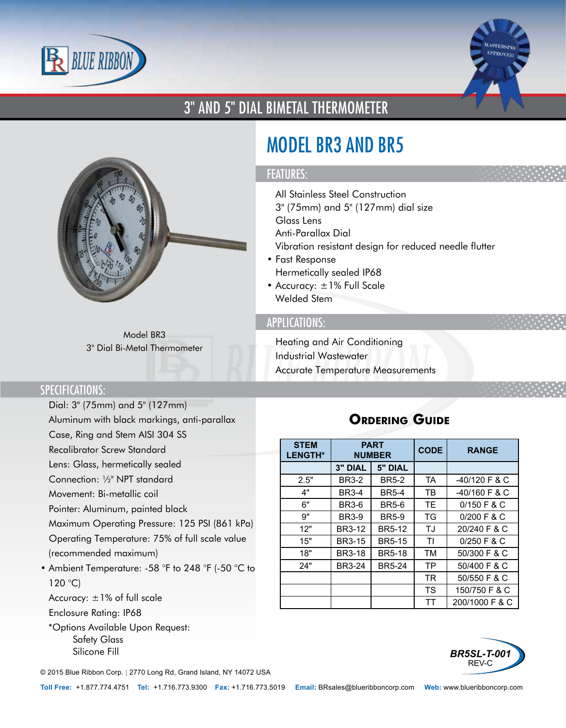# 3" AND 5" DIAL BIMETAL THERMOMETER

Model BR3
3" Dial Bi-Metal Thermometer

## MODEL BR3 AND BR5

### FEATURES:

All Stainless Steel Construction
3" (75mm) and 5" (127mm) dial size
Glass Lens
Anti-Parallax Dial
Vibration resistant design for reduced needle flutter
- Fast Response

Hermetically sealed IP68
- Accuracy: ±1% Full Scale

Welded Stem

### APPLICATIONS:

Heating and Air Conditioning
Industrial Wastewater
Accurate Temperature Measurements

### SPECIFICATIONS:

Dial: 3" (75mm) and 5" (127mm)
Aluminum with black markings, anti-parallax
Case, Ring and Stem AISI 304 SS
Recalibrator Screw Standard
Lens: Glass, hermetically sealed
Connection: ½" NPT standard
Movement: Bi-metallic coil
Pointer: Aluminum, painted black
Maximum Operating Pressure: 125 PSI (861 kPa)
Operating Temperature: 75% of full scale value (recommended maximum)
- Ambient Temperature: -58 °F to 248 °F (-50 °C to 120 °C)

Accuracy: ±1% of full scale
Enclosure Rating: IP68
*Options Available Upon Request:
Safety Glass
Silicone Fill

### Ordering Guide

| STEM LENGTH* | PART NUMBER | | CODE | RANGE |
|---|---|---|---|---|
| | 3" DIAL | 5" DIAL | | |
| 2.5" | BR3-2 | BR5-2 | TA | -40/120 F & C |
| 4" | BR3-4 | BR5-4 | TB | -40/160 F & C |
| 6" | BR3-6 | BR5-6 | TE | 0/150 F & C |
| 9" | BR3-9 | BR5-9 | TG | 0/200 F & C |
| 12" | BR3-12 | BR5-12 | TJ | 20/240 F & C |
| 15" | BR3-15 | BR5-15 | TI | 0/250 F & C |
| 18" | BR3-18 | BR5-18 | TM | 50/300 F & C |
| 24" | BR3-24 | BR5-24 | TP | 50/400 F & C |
| | | | TR | 50/550 F & C |
| | | | TS | 150/750 F & C |
| | | | TT | 200/1000 F & C |

**BR5SL-T-001**
REV-C

© 2015 Blue Ribbon Corp. | 2770 Long Rd, Grand Island, NY 14072 USA

**Toll Free:** +1.877.774.4751 **Tel:** +1.716.773.9300 **Fax:** +1.716.773.5019 **Email:** BRsales@blueribboncorp.com **Web:** www.blueribboncorp.com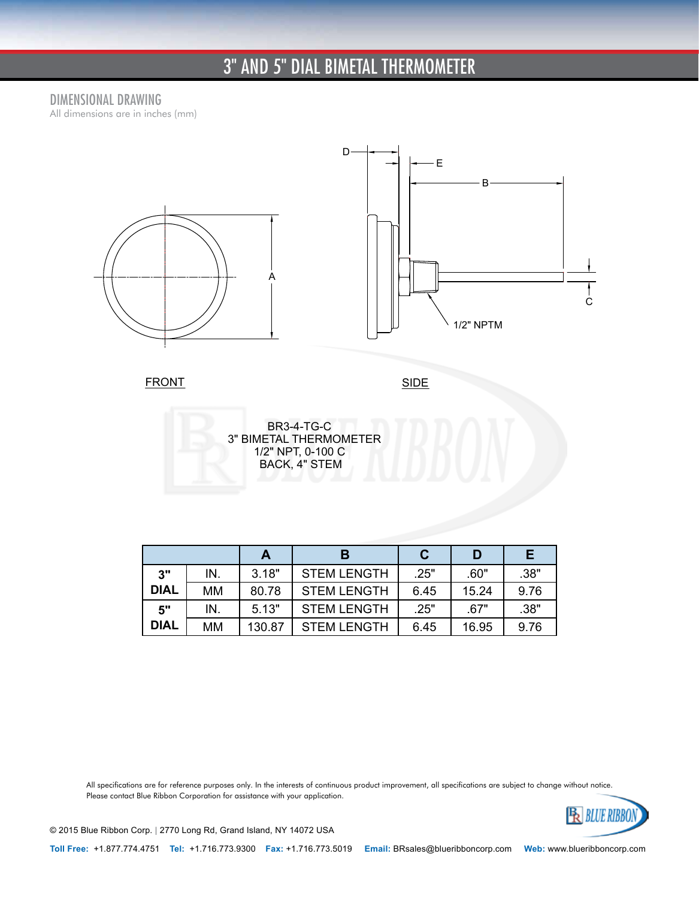# 3" AND 5" DIAL BIMETAL THERMOMETER

## DIMENSIONAL DRAWING

All dimensions are in inches (mm)

D

E

B

A

C

1/2" NPTM

FRONT

SIDE

BR3-4-TG-C
3" BIMETAL THERMOMETER
1/2" NPT, 0-100 C
BACK, 4" STEM

| | | A | B | C | D | E |
|---|---|---|---|---|---|---|
| **3" DIAL** | IN. | 3.18" | STEM LENGTH | .25" | .60" | .38" |
| | MM | 80.78 | STEM LENGTH | 6.45 | 15.24 | 9.76 |
| **5" DIAL** | IN. | 5.13" | STEM LENGTH | .25" | .67" | .38" |
| | MM | 130.87 | STEM LENGTH | 6.45 | 16.95 | 9.76 |

All specifications are for reference purposes only. In the interests of continuous product improvement, all specifications are subject to change without notice. Please contact Blue Ribbon Corporation for assistance with your application.

© 2015 Blue Ribbon Corp. | 2770 Long Rd, Grand Island, NY 14072 USA

**Toll Free:** +1.877.774.4751 **Tel:** +1.716.773.9300 **Fax:** +1.716.773.5019 **Email:** BRsales@blueribboncorp.com **Web:** www.blueribboncorp.com